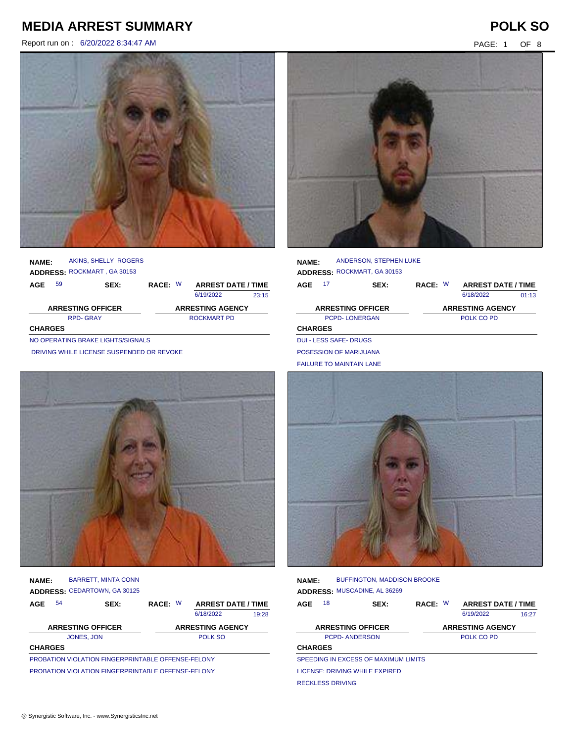# MEDIA ARREST SUMMARY

Report run on : 6/20/2022 8:34:47 AM

**POLK SO**

**NAME:** AKINS, SHELLY ROGERS
**ADDRESS:** ROCKMART , GA 30153

| AGE | SEX: | RACE: | ARREST DATE / TIME | |
|---|---|---|---|---|
| 59 | | W | 6/19/2022 | 23:15 |

| ARRESTING OFFICER | ARRESTING AGENCY |
|---|---|
| RPD- GRAY | ROCKMART PD |

**CHARGES**

NO OPERATING BRAKE LIGHTS/SIGNALS

DRIVING WHILE LICENSE SUSPENDED OR REVOKE

**NAME:** ANDERSON, STEPHEN LUKE
**ADDRESS:** ROCKMART, GA 30153

| AGE | SEX: | RACE: | ARREST DATE / TIME | |
|---|---|---|---|---|
| 17 | | W | 6/18/2022 | 01:13 |

| ARRESTING OFFICER | ARRESTING AGENCY |
|---|---|
| PCPD- LONERGAN | POLK CO PD |

**CHARGES**

DUI - LESS SAFE- DRUGS

POSESSION OF MARIJUANA

FAILURE TO MAINTAIN LANE

**NAME:** BARRETT, MINTA CONN
**ADDRESS:** CEDARTOWN, GA 30125

| AGE | SEX: | RACE: | ARREST DATE / TIME | |
|---|---|---|---|---|
| 54 | | W | 6/18/2022 | 19:28 |

| ARRESTING OFFICER | ARRESTING AGENCY |
|---|---|
| JONES, JON | POLK SO |

**CHARGES**

PROBATION VIOLATION FINGERPRINTABLE OFFENSE-FELONY

PROBATION VIOLATION FINGERPRINTABLE OFFENSE-FELONY

**NAME:** BUFFINGTON, MADDISON BROOKE
**ADDRESS:** MUSCADINE, AL 36269

| AGE | SEX: | RACE: | ARREST DATE / TIME | |
|---|---|---|---|---|
| 18 | | W | 6/19/2022 | 16:27 |

| ARRESTING OFFICER | ARRESTING AGENCY |
|---|---|
| PCPD- ANDERSON | POLK CO PD |

**CHARGES**

SPEEDING IN EXCESS OF MAXIMUM LIMITS

LICENSE: DRIVING WHILE EXPIRED

RECKLESS DRIVING

@ Synergistic Software, Inc. - www.SynergisticsInc.net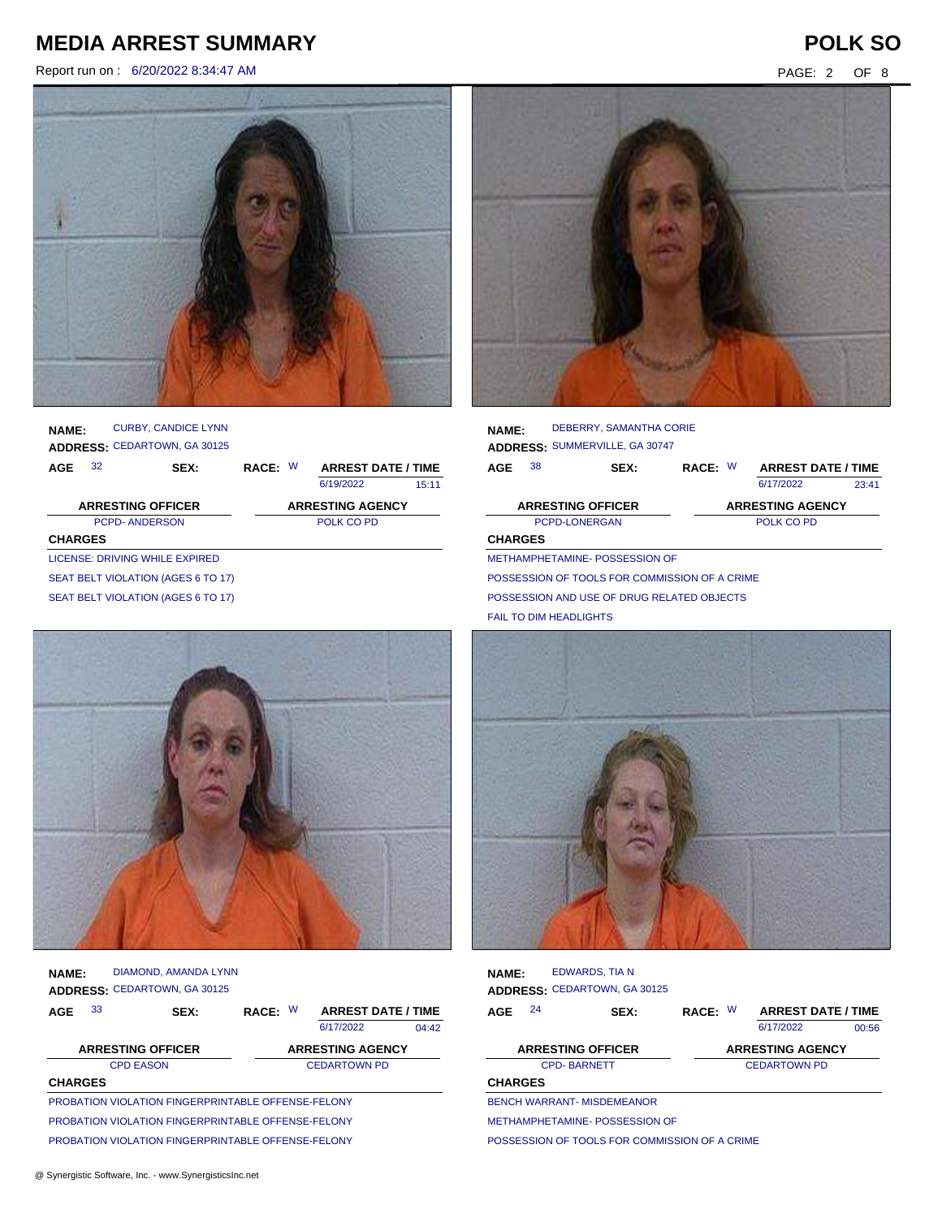# MEDIA ARREST SUMMARY

**POLK SO**

Report run on : 6/20/2022 8:34:47 AM

**NAME:** CURBY, CANDICE LYNN
**ADDRESS:** CEDARTOWN, GA 30125

| AGE | SEX: | RACE: | ARREST DATE / TIME | |
|---|---|---|---|---|
| 32 | | W | 6/19/2022 | 15:11 |

| ARRESTING OFFICER | ARRESTING AGENCY |
|---|---|
| PCPD- ANDERSON | POLK CO PD |

**CHARGES**

- LICENSE: DRIVING WHILE EXPIRED
- SEAT BELT VIOLATION (AGES 6 TO 17)
- SEAT BELT VIOLATION (AGES 6 TO 17)

**NAME:** DEBERRY, SAMANTHA CORIE
**ADDRESS:** SUMMERVILLE, GA 30747

| AGE | SEX: | RACE: | ARREST DATE / TIME | |
|---|---|---|---|---|
| 38 | | W | 6/17/2022 | 23:41 |

| ARRESTING OFFICER | ARRESTING AGENCY |
|---|---|
| PCPD-LONERGAN | POLK CO PD |

**CHARGES**

- METHAMPHETAMINE- POSSESSION OF
- POSSESSION OF TOOLS FOR COMMISSION OF A CRIME
- POSSESSION AND USE OF DRUG RELATED OBJECTS
- FAIL TO DIM HEADLIGHTS

**NAME:** DIAMOND, AMANDA LYNN
**ADDRESS:** CEDARTOWN, GA 30125

| AGE | SEX: | RACE: | ARREST DATE / TIME | |
|---|---|---|---|---|
| 33 | | W | 6/17/2022 | 04:42 |

| ARRESTING OFFICER | ARRESTING AGENCY |
|---|---|
| CPD EASON | CEDARTOWN PD |

**CHARGES**

- PROBATION VIOLATION FINGERPRINTABLE OFFENSE-FELONY
- PROBATION VIOLATION FINGERPRINTABLE OFFENSE-FELONY
- PROBATION VIOLATION FINGERPRINTABLE OFFENSE-FELONY

**NAME:** EDWARDS, TIA N
**ADDRESS:** CEDARTOWN, GA 30125

| AGE | SEX: | RACE: | ARREST DATE / TIME | |
|---|---|---|---|---|
| 24 | | W | 6/17/2022 | 00:56 |

| ARRESTING OFFICER | ARRESTING AGENCY |
|---|---|
| CPD- BARNETT | CEDARTOWN PD |

**CHARGES**

- BENCH WARRANT- MISDEMEANOR
- METHAMPHETAMINE- POSSESSION OF
- POSSESSION OF TOOLS FOR COMMISSION OF A CRIME

@ Synergistic Software, Inc. - www.SynergisticsInc.net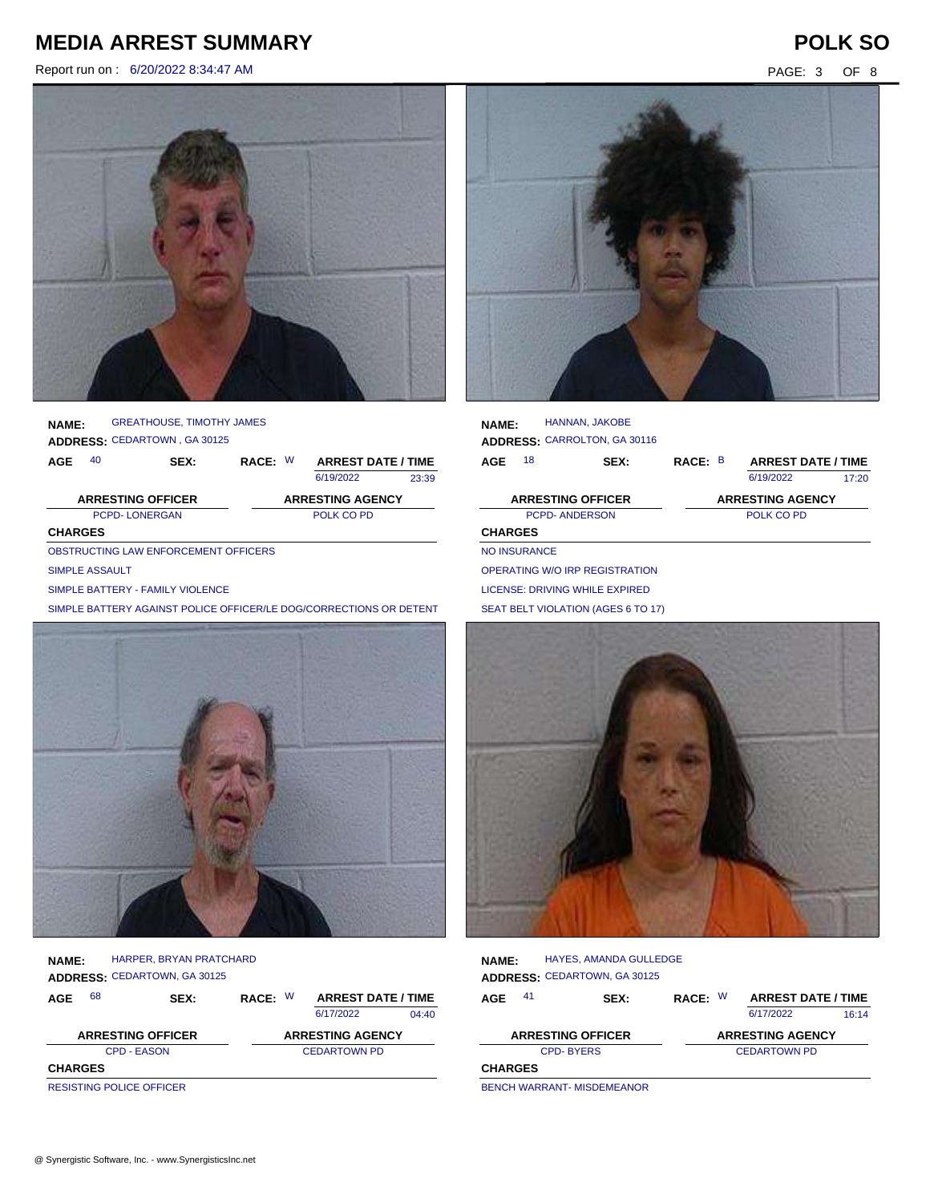# MEDIA ARREST SUMMARY

Report run on : 6/20/2022 8:34:47 AM

**POLK SO**

**NAME:** GREATHOUSE, TIMOTHY JAMES
**ADDRESS:** CEDARTOWN , GA 30125

| AGE | SEX: | RACE: | ARREST DATE / TIME | |
|---|---|---|---|---|
| 40 | | W | 6/19/2022 | 23:39 |

| ARRESTING OFFICER | ARRESTING AGENCY |
|---|---|
| PCPD- LONERGAN | POLK CO PD |

**CHARGES**

OBSTRUCTING LAW ENFORCEMENT OFFICERS
SIMPLE ASSAULT
SIMPLE BATTERY - FAMILY VIOLENCE
SIMPLE BATTERY AGAINST POLICE OFFICER/LE DOG/CORRECTIONS OR DETENT

**NAME:** HANNAN, JAKOBE
**ADDRESS:** CARROLTON, GA 30116

| AGE | SEX: | RACE: | ARREST DATE / TIME | |
|---|---|---|---|---|
| 18 | | B | 6/19/2022 | 17:20 |

| ARRESTING OFFICER | ARRESTING AGENCY |
|---|---|
| PCPD- ANDERSON | POLK CO PD |

**CHARGES**

NO INSURANCE
OPERATING W/O IRP REGISTRATION
LICENSE: DRIVING WHILE EXPIRED
SEAT BELT VIOLATION (AGES 6 TO 17)

**NAME:** HARPER, BRYAN PRATCHARD
**ADDRESS:** CEDARTOWN, GA 30125

| AGE | SEX: | RACE: | ARREST DATE / TIME | |
|---|---|---|---|---|
| 68 | | W | 6/17/2022 | 04:40 |

| ARRESTING OFFICER | ARRESTING AGENCY |
|---|---|
| CPD - EASON | CEDARTOWN PD |

**CHARGES**

RESISTING POLICE OFFICER

**NAME:** HAYES, AMANDA GULLEDGE
**ADDRESS:** CEDARTOWN, GA 30125

| AGE | SEX: | RACE: | ARREST DATE / TIME | |
|---|---|---|---|---|
| 41 | | W | 6/17/2022 | 16:14 |

| ARRESTING OFFICER | ARRESTING AGENCY |
|---|---|
| CPD- BYERS | CEDARTOWN PD |

**CHARGES**

BENCH WARRANT- MISDEMEANOR

@ Synergistic Software, Inc. - www.SynergisticsInc.net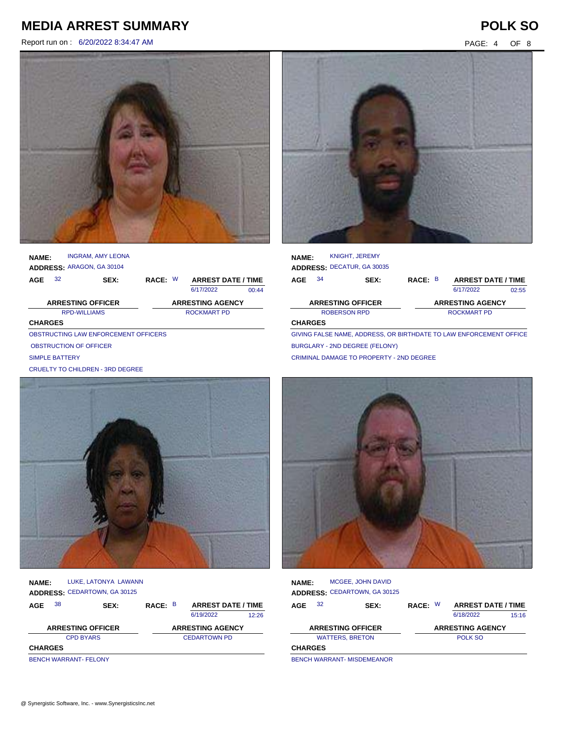# MEDIA ARREST SUMMARY

**POLK SO**

Report run on : 6/20/2022 8:34:47 AM

**NAME:** INGRAM, AMY LEONA
**ADDRESS:** ARAGON, GA 30104

| AGE | SEX: | RACE: | ARREST DATE / TIME | |
|---|---|---|---|---|
| 32 | | W | 6/17/2022 | 00:44 |

| ARRESTING OFFICER | ARRESTING AGENCY |
|---|---|
| RPD-WILLIAMS | ROCKMART PD |

**CHARGES**

OBSTRUCTING LAW ENFORCEMENT OFFICERS
OBSTRUCTION OF OFFICER
SIMPLE BATTERY
CRUELTY TO CHILDREN - 3RD DEGREE

**NAME:** KNIGHT, JEREMY
**ADDRESS:** DECATUR, GA 30035

| AGE | SEX: | RACE: | ARREST DATE / TIME | |
|---|---|---|---|---|
| 34 | | B | 6/17/2022 | 02:55 |

| ARRESTING OFFICER | ARRESTING AGENCY |
|---|---|
| ROBERSON RPD | ROCKMART PD |

**CHARGES**

GIVING FALSE NAME, ADDRESS, OR BIRTHDATE TO LAW ENFORCEMENT OFFICE
BURGLARY - 2ND DEGREE (FELONY)
CRIMINAL DAMAGE TO PROPERTY - 2ND DEGREE

**NAME:** LUKE, LATONYA LAWANN
**ADDRESS:** CEDARTOWN, GA 30125

| AGE | SEX: | RACE: | ARREST DATE / TIME | |
|---|---|---|---|---|
| 38 | | B | 6/19/2022 | 12:26 |

| ARRESTING OFFICER | ARRESTING AGENCY |
|---|---|
| CPD BYARS | CEDARTOWN PD |

**CHARGES**

BENCH WARRANT- FELONY

**NAME:** MCGEE, JOHN DAVID
**ADDRESS:** CEDARTOWN, GA 30125

| AGE | SEX: | RACE: | ARREST DATE / TIME | |
|---|---|---|---|---|
| 32 | | W | 6/18/2022 | 15:16 |

| ARRESTING OFFICER | ARRESTING AGENCY |
|---|---|
| WATTERS, BRETON | POLK SO |

**CHARGES**

BENCH WARRANT- MISDEMEANOR

@ Synergistic Software, Inc. - www.SynergisticsInc.net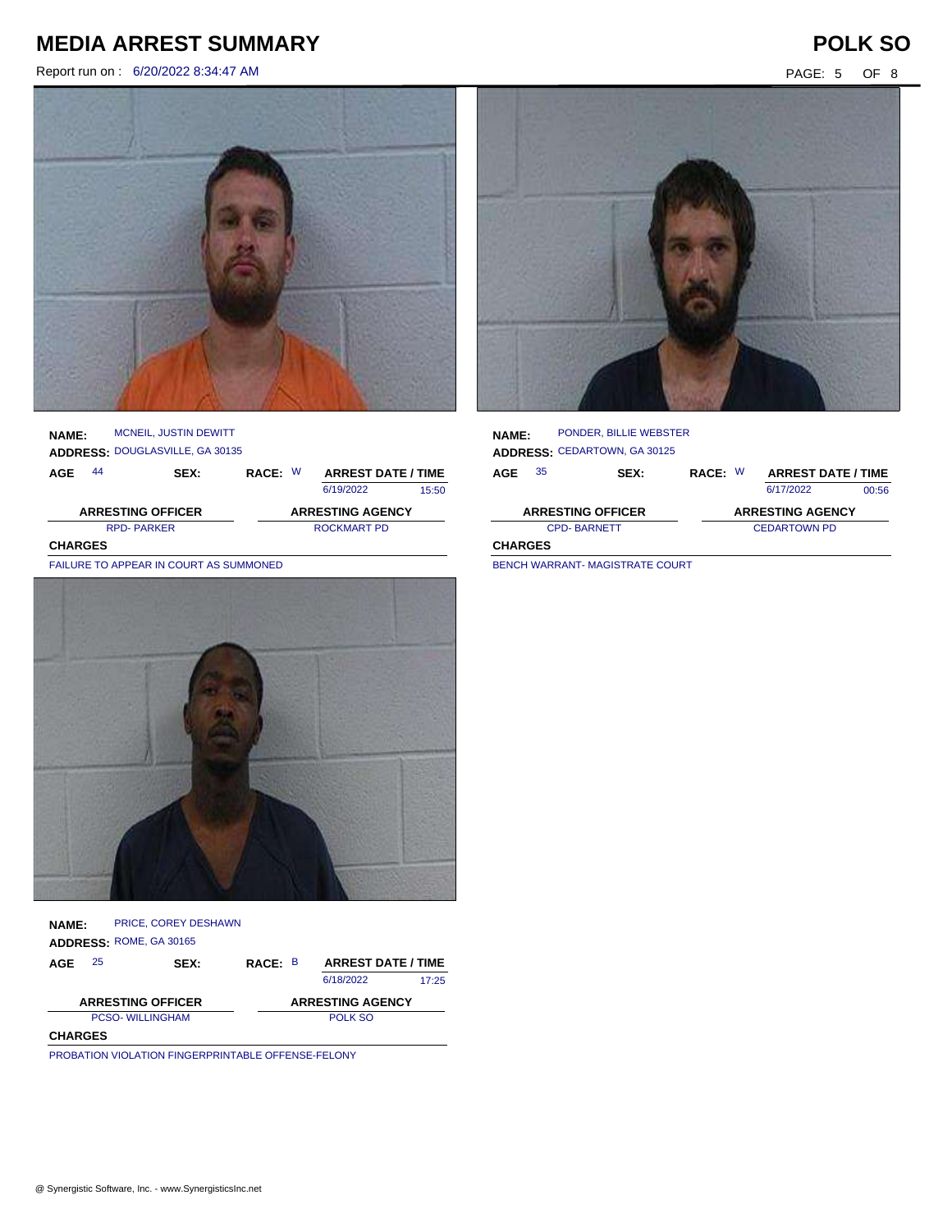# MEDIA ARREST SUMMARY

**POLK SO**

Report run on : 6/20/2022 8:34:47 AM

**NAME:** MCNEIL, JUSTIN DEWITT
**ADDRESS:** DOUGLASVILLE, GA 30135

| AGE | SEX: | RACE: | ARREST DATE / TIME | |
|---|---|---|---|---|
| 44 | | W | 6/19/2022 | 15:50 |

| ARRESTING OFFICER | ARRESTING AGENCY |
|---|---|
| RPD- PARKER | ROCKMART PD |

**CHARGES**

FAILURE TO APPEAR IN COURT AS SUMMONED

**NAME:** PONDER, BILLIE WEBSTER
**ADDRESS:** CEDARTOWN, GA 30125

| AGE | SEX: | RACE: | ARREST DATE / TIME | |
|---|---|---|---|---|
| 35 | | W | 6/17/2022 | 00:56 |

| ARRESTING OFFICER | ARRESTING AGENCY |
|---|---|
| CPD- BARNETT | CEDARTOWN PD |

**CHARGES**

BENCH WARRANT- MAGISTRATE COURT

**NAME:** PRICE, COREY DESHAWN
**ADDRESS:** ROME, GA 30165

| AGE | SEX: | RACE: | ARREST DATE / TIME | |
|---|---|---|---|---|
| 25 | | B | 6/18/2022 | 17:25 |

| ARRESTING OFFICER | ARRESTING AGENCY |
|---|---|
| PCSO- WILLINGHAM | POLK SO |

**CHARGES**

PROBATION VIOLATION FINGERPRINTABLE OFFENSE-FELONY

@ Synergistic Software, Inc. - www.SynergisticsInc.net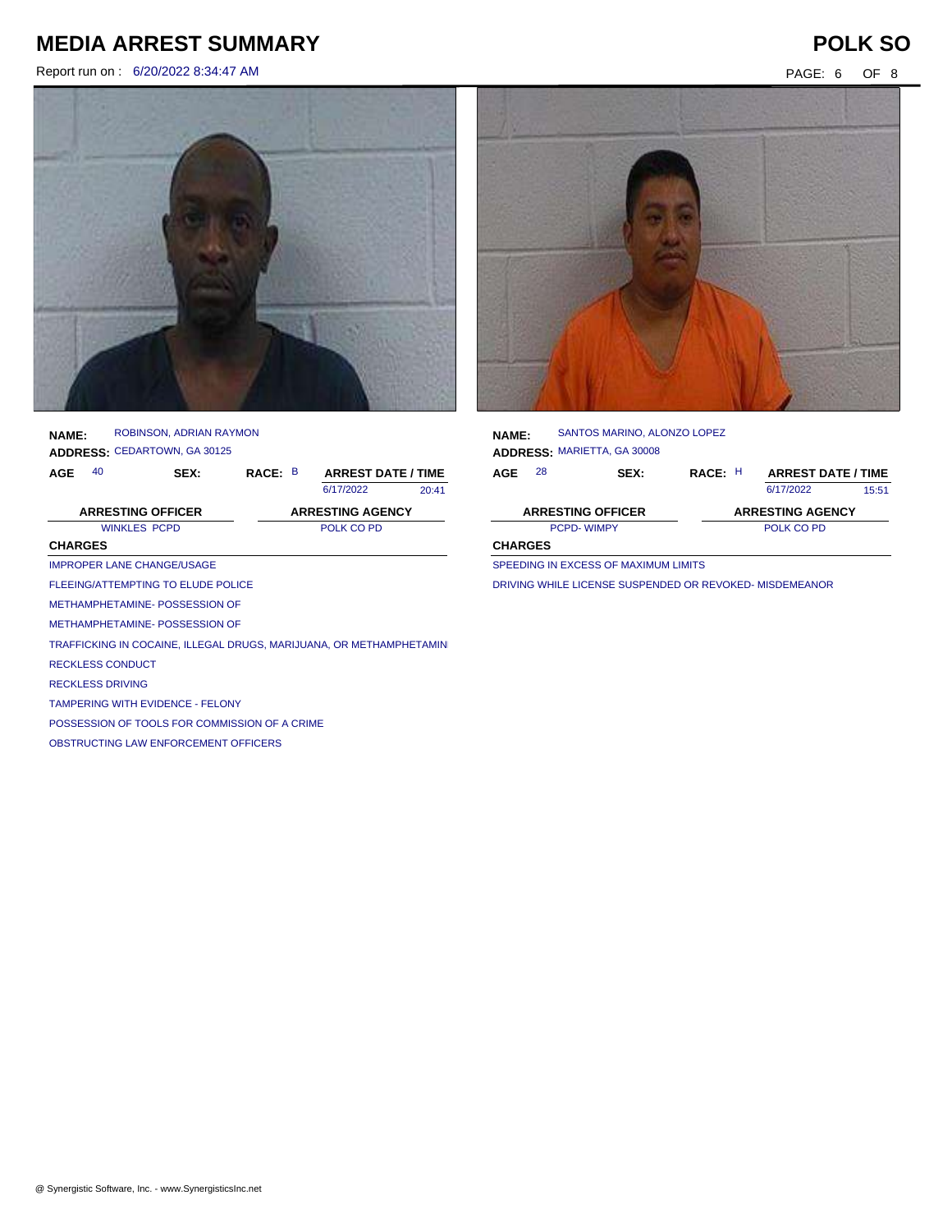# MEDIA ARREST SUMMARY

Report run on : 6/20/2022 8:34:47 AM

**NAME:** ROBINSON, ADRIAN RAYMON
**ADDRESS:** CEDARTOWN, GA 30125

| AGE | SEX: | RACE: | ARREST DATE / TIME |
|---|---|---|---|
| 40 | | B | 6/17/2022 20:41 |

| ARRESTING OFFICER | ARRESTING AGENCY |
|---|---|
| WINKLES PCPD | POLK CO PD |

**CHARGES**

IMPROPER LANE CHANGE/USAGE
FLEEING/ATTEMPTING TO ELUDE POLICE
METHAMPHETAMINE- POSSESSION OF
METHAMPHETAMINE- POSSESSION OF
TRAFFICKING IN COCAINE, ILLEGAL DRUGS, MARIJUANA, OR METHAMPHETAMIN
RECKLESS CONDUCT
RECKLESS DRIVING
TAMPERING WITH EVIDENCE - FELONY
POSSESSION OF TOOLS FOR COMMISSION OF A CRIME
OBSTRUCTING LAW ENFORCEMENT OFFICERS

**NAME:** SANTOS MARINO, ALONZO LOPEZ
**ADDRESS:** MARIETTA, GA 30008

| AGE | SEX: | RACE: | ARREST DATE / TIME |
|---|---|---|---|
| 28 | | H | 6/17/2022 15:51 |

| ARRESTING OFFICER | ARRESTING AGENCY |
|---|---|
| PCPD- WIMPY | POLK CO PD |

**CHARGES**

SPEEDING IN EXCESS OF MAXIMUM LIMITS
DRIVING WHILE LICENSE SUSPENDED OR REVOKED- MISDEMEANOR

@ Synergistic Software, Inc. - www.SynergisticsInc.net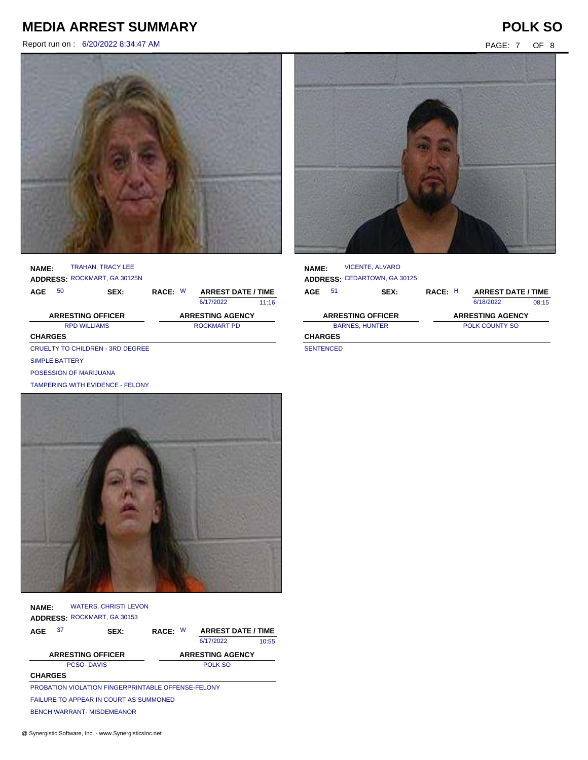# MEDIA ARREST SUMMARY

# POLK SO

Report run on : 6/20/2022 8:34:47 AM

**NAME:** TRAHAN, TRACY LEE
**ADDRESS:** ROCKMART, GA 30125N

| AGE | SEX: | RACE: | ARREST DATE / TIME | |
|---|---|---|---|---|
| 50 | | W | 6/17/2022 | 11:16 |

| ARRESTING OFFICER | ARRESTING AGENCY |
|---|---|
| RPD WILLIAMS | ROCKMART PD |

**CHARGES**

CRUELTY TO CHILDREN - 3RD DEGREE
SIMPLE BATTERY
POSESSION OF MARIJUANA
TAMPERING WITH EVIDENCE - FELONY

**NAME:** WATERS, CHRISTI LEVON
**ADDRESS:** ROCKMART, GA 30153

| AGE | SEX: | RACE: | ARREST DATE / TIME | |
|---|---|---|---|---|
| 37 | | W | 6/17/2022 | 10:55 |

| ARRESTING OFFICER | ARRESTING AGENCY |
|---|---|
| PCSO- DAVIS | POLK SO |

**CHARGES**

PROBATION VIOLATION FINGERPRINTABLE OFFENSE-FELONY
FAILURE TO APPEAR IN COURT AS SUMMONED
BENCH WARRANT- MISDEMEANOR

**NAME:** VICENTE, ALVARO
**ADDRESS:** CEDARTOWN, GA 30125

| AGE | SEX: | RACE: | ARREST DATE / TIME | |
|---|---|---|---|---|
| 51 | | H | 6/18/2022 | 08:15 |

| ARRESTING OFFICER | ARRESTING AGENCY |
|---|---|
| BARNES, HUNTER | POLK COUNTY SO |

**CHARGES**

SENTENCED

@ Synergistic Software, Inc. - www.SynergisticsInc.net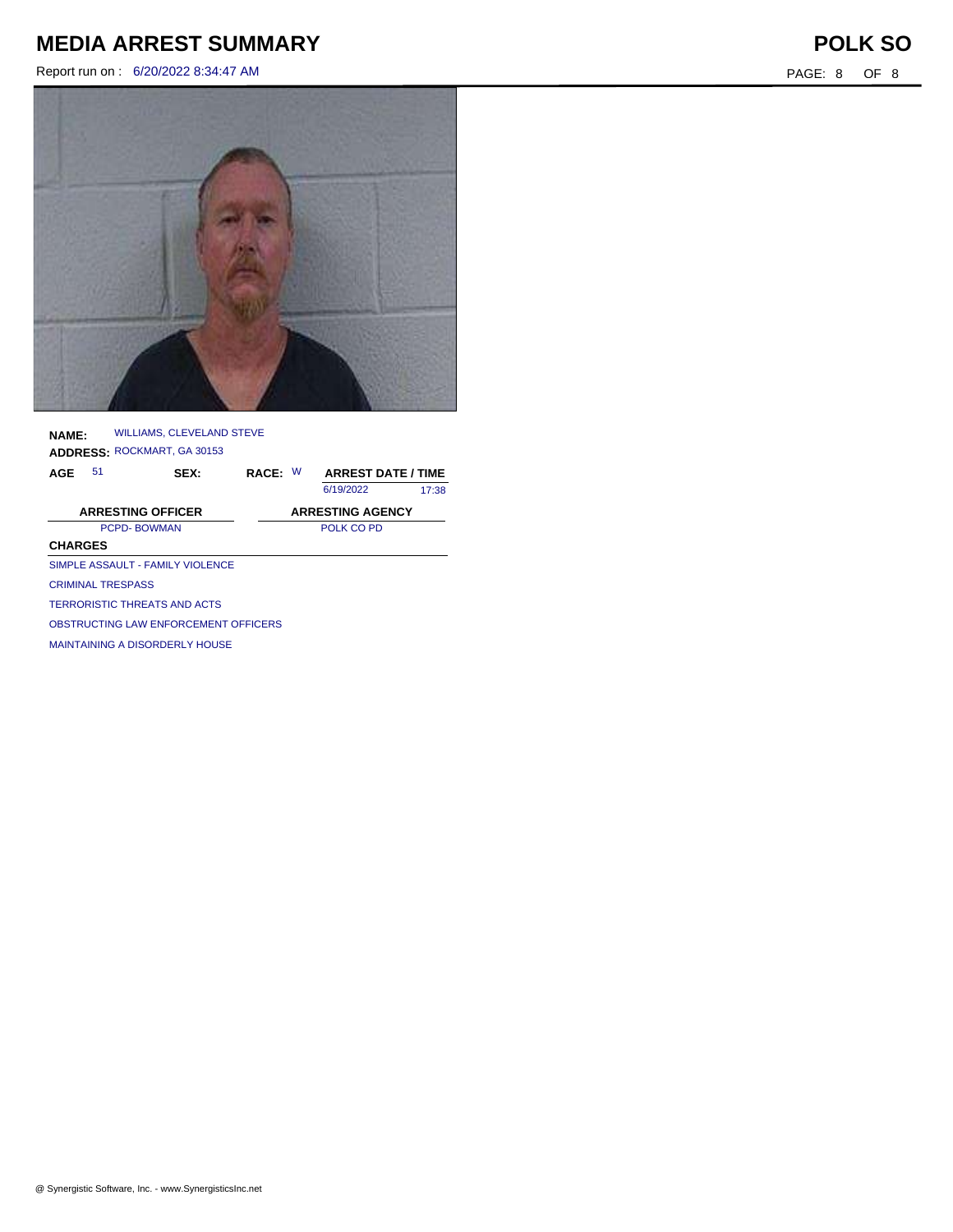# MEDIA ARREST SUMMARY

**POLK SO**

Report run on : 6/20/2022 8:34:47 AM

**NAME:** WILLIAMS, CLEVELAND STEVE

**ADDRESS:** ROCKMART, GA 30153

**AGE** 51 **SEX:** **RACE:** W

**ARREST DATE / TIME** 6/19/2022 17:38

| ARRESTING OFFICER | ARRESTING AGENCY |
| --- | --- |
| PCPD- BOWMAN | POLK CO PD |

**CHARGES**

SIMPLE ASSAULT - FAMILY VIOLENCE

CRIMINAL TRESPASS

TERRORISTIC THREATS AND ACTS

OBSTRUCTING LAW ENFORCEMENT OFFICERS

MAINTAINING A DISORDERLY HOUSE